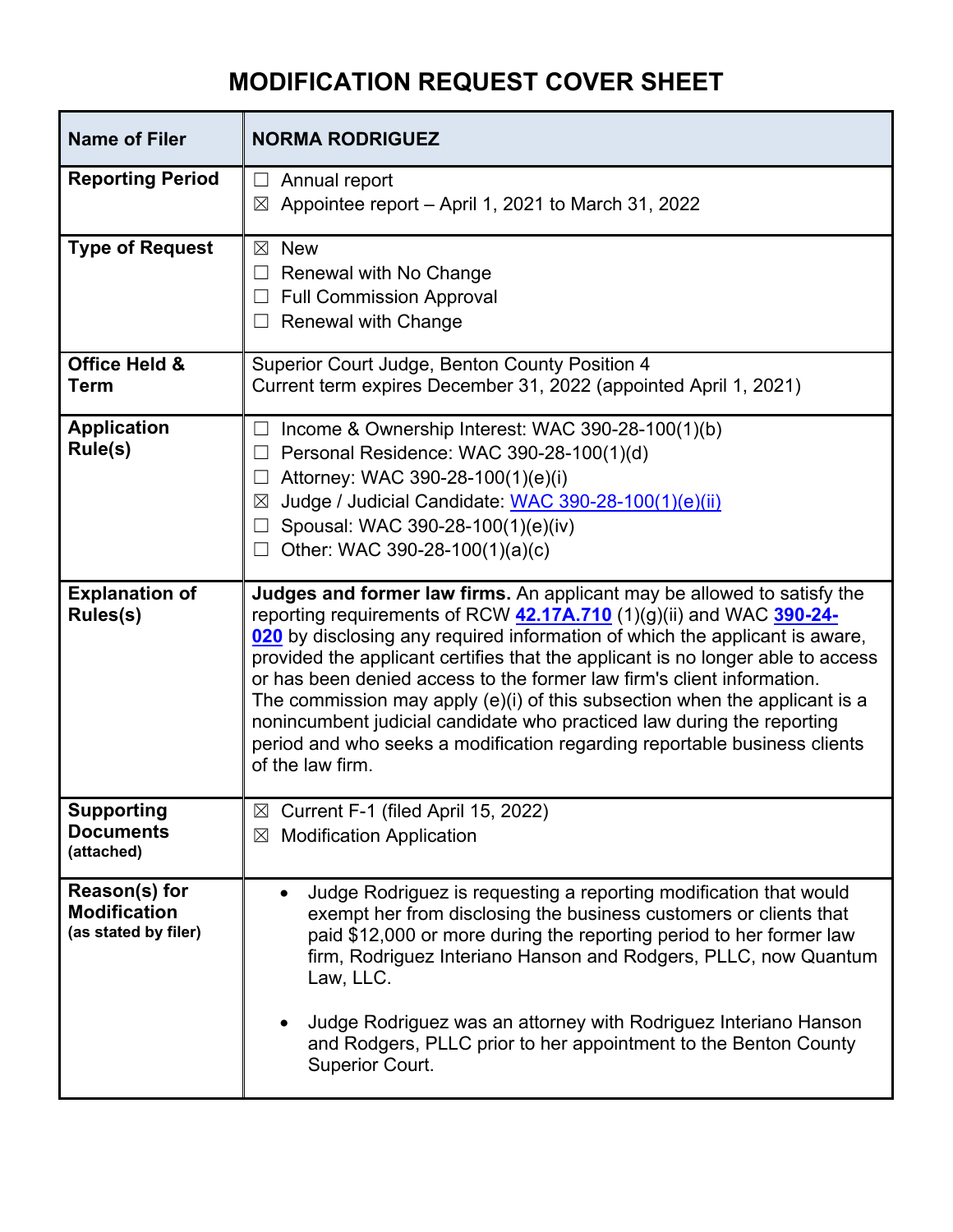# MODIFICATION REQUEST COVER SHEET

| Name of Filer | NORMA RODRIGUEZ |
|---|---|
| Reporting Period | ☐ Annual report<br>☒ Appointee report – April 1, 2021 to March 31, 2022 |
| Type of Request | ☒ New<br>☐ Renewal with No Change<br>☐ Full Commission Approval<br>☐ Renewal with Change |
| Office Held & Term | Superior Court Judge, Benton County Position 4<br>Current term expires December 31, 2022 (appointed April 1, 2021) |
| Application Rule(s) | ☐ Income & Ownership Interest: WAC 390-28-100(1)(b)<br>☐ Personal Residence: WAC 390-28-100(1)(d)<br>☐ Attorney: WAC 390-28-100(1)(e)(i)<br>☒ Judge / Judicial Candidate: WAC 390-28-100(1)(e)(ii)<br>☐ Spousal: WAC 390-28-100(1)(e)(iv)<br>☐ Other: WAC 390-28-100(1)(a)(c) |
| Explanation of Rules(s) | **Judges and former law firms.** An applicant may be allowed to satisfy the reporting requirements of RCW **42.17A.710** (1)(g)(ii) and WAC **390-24-020** by disclosing any required information of which the applicant is aware, provided the applicant certifies that the applicant is no longer able to access or has been denied access to the former law firm's client information. The commission may apply (e)(i) of this subsection when the applicant is a nonincumbent judicial candidate who practiced law during the reporting period and who seeks a modification regarding reportable business clients of the law firm. |
| Supporting Documents (attached) | ☒ Current F-1 (filed April 15, 2022)<br>☒ Modification Application |
| Reason(s) for Modification (as stated by filer) | • Judge Rodriguez is requesting a reporting modification that would exempt her from disclosing the business customers or clients that paid $12,000 or more during the reporting period to her former law firm, Rodriguez Interiano Hanson and Rodgers, PLLC, now Quantum Law, LLC.<br><br>• Judge Rodriguez was an attorney with Rodriguez Interiano Hanson and Rodgers, PLLC prior to her appointment to the Benton County Superior Court. |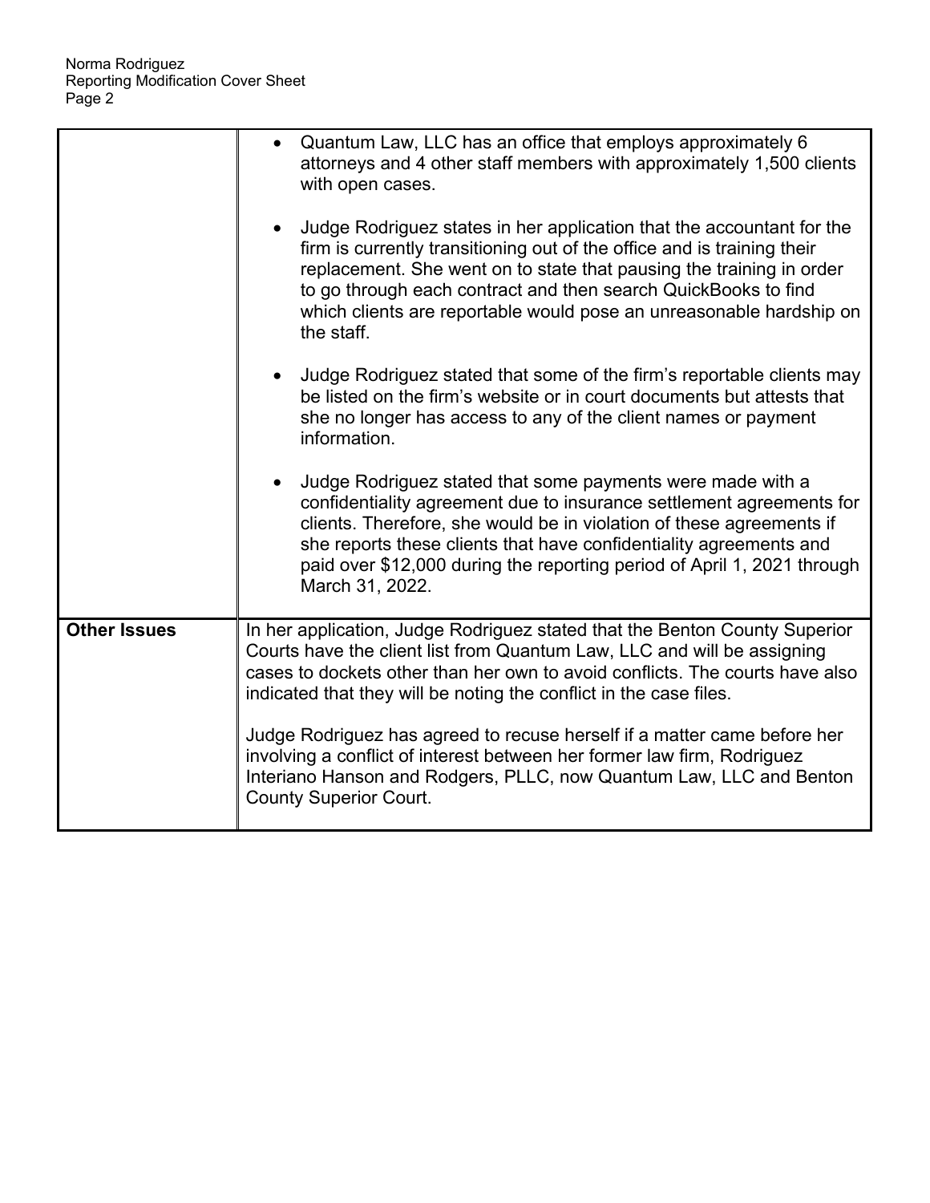| | |
|---|---|
| | • Quantum Law, LLC has an office that employs approximately 6 attorneys and 4 other staff members with approximately 1,500 clients with open cases.<br><br>• Judge Rodriguez states in her application that the accountant for the firm is currently transitioning out of the office and is training their replacement. She went on to state that pausing the training in order to go through each contract and then search QuickBooks to find which clients are reportable would pose an unreasonable hardship on the staff.<br><br>• Judge Rodriguez stated that some of the firm's reportable clients may be listed on the firm's website or in court documents but attests that she no longer has access to any of the client names or payment information.<br><br>• Judge Rodriguez stated that some payments were made with a confidentiality agreement due to insurance settlement agreements for clients. Therefore, she would be in violation of these agreements if she reports these clients that have confidentiality agreements and paid over $12,000 during the reporting period of April 1, 2021 through March 31, 2022. |
| **Other Issues** | In her application, Judge Rodriguez stated that the Benton County Superior Courts have the client list from Quantum Law, LLC and will be assigning cases to dockets other than her own to avoid conflicts. The courts have also indicated that they will be noting the conflict in the case files.<br><br>Judge Rodriguez has agreed to recuse herself if a matter came before her involving a conflict of interest between her former law firm, Rodriguez Interiano Hanson and Rodgers, PLLC, now Quantum Law, LLC and Benton County Superior Court. |